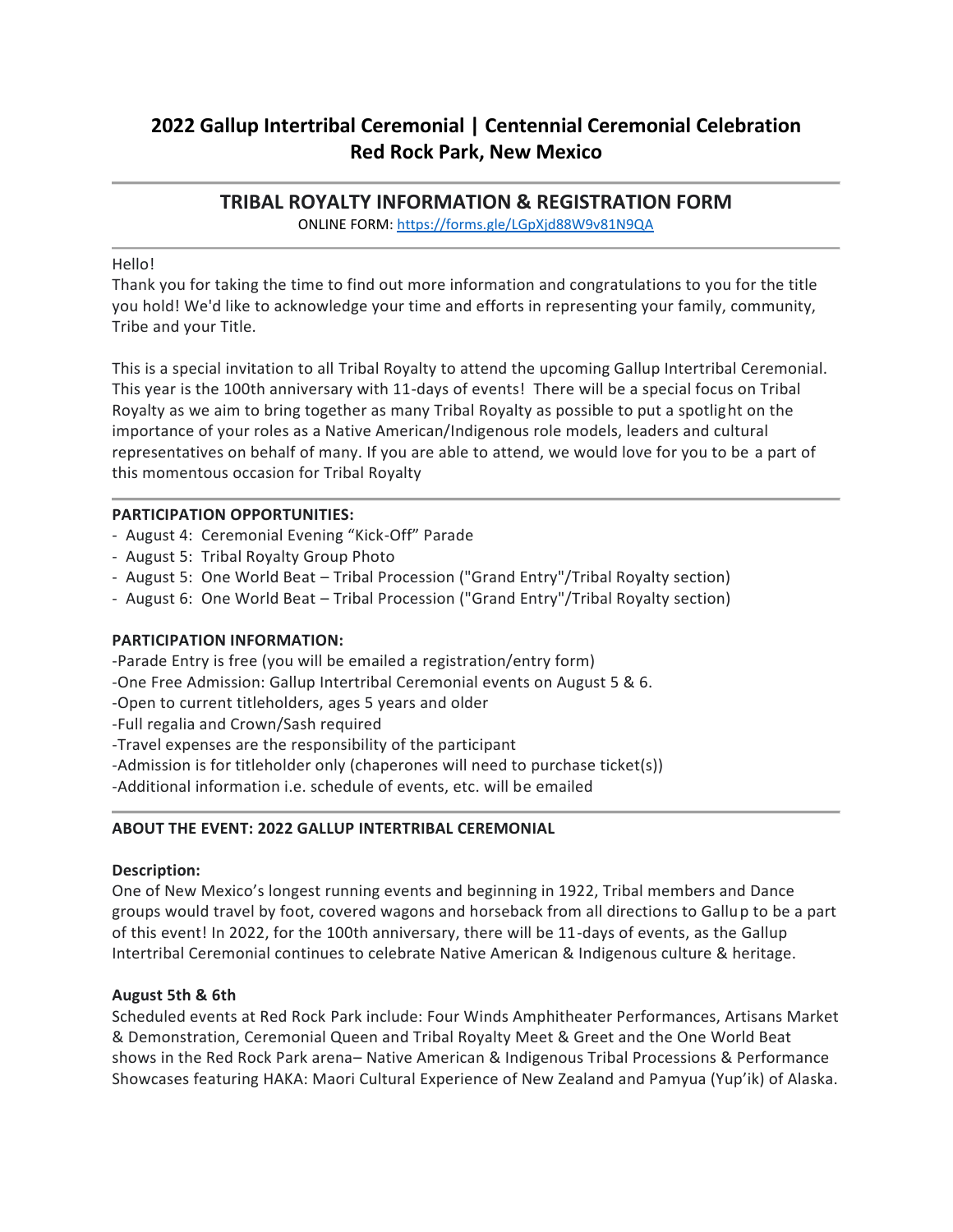# 2022 Gallup Intertribal Ceremonial | Centennial Ceremonial Celebration
# Red Rock Park, New Mexico

---

## TRIBAL ROYALTY INFORMATION & REGISTRATION FORM

ONLINE FORM: [https://forms.gle/LGpXjd88W9v81N9QA](https://forms.gle/LGpXjd88W9v81N9QA)

---

Hello!
Thank you for taking the time to find out more information and congratulations to you for the title you hold! We'd like to acknowledge your time and efforts in representing your family, community, Tribe and your Title.

This is a special invitation to all Tribal Royalty to attend the upcoming Gallup Intertribal Ceremonial. This year is the 100th anniversary with 11-days of events! There will be a special focus on Tribal Royalty as we aim to bring together as many Tribal Royalty as possible to put a spotlight on the importance of your roles as a Native American/Indigenous role models, leaders and cultural representatives on behalf of many. If you are able to attend, we would love for you to be a part of this momentous occasion for Tribal Royalty

---

**PARTICIPATION OPPORTUNITIES:**

- August 4: Ceremonial Evening "Kick-Off" Parade
- August 5: Tribal Royalty Group Photo
- August 5: One World Beat – Tribal Procession ("Grand Entry"/Tribal Royalty section)
- August 6: One World Beat – Tribal Procession ("Grand Entry"/Tribal Royalty section)

**PARTICIPATION INFORMATION:**

-Parade Entry is free (you will be emailed a registration/entry form)
-One Free Admission: Gallup Intertribal Ceremonial events on August 5 & 6.
-Open to current titleholders, ages 5 years and older
-Full regalia and Crown/Sash required
-Travel expenses are the responsibility of the participant
-Admission is for titleholder only (chaperones will need to purchase ticket(s))
-Additional information i.e. schedule of events, etc. will be emailed

---

**ABOUT THE EVENT: 2022 GALLUP INTERTRIBAL CEREMONIAL**

**Description:**
One of New Mexico's longest running events and beginning in 1922, Tribal members and Dance groups would travel by foot, covered wagons and horseback from all directions to Gallup to be a part of this event! In 2022, for the 100th anniversary, there will be 11-days of events, as the Gallup Intertribal Ceremonial continues to celebrate Native American & Indigenous culture & heritage.

**August 5th & 6th**
Scheduled events at Red Rock Park include: Four Winds Amphitheater Performances, Artisans Market & Demonstration, Ceremonial Queen and Tribal Royalty Meet & Greet and the One World Beat shows in the Red Rock Park arena– Native American & Indigenous Tribal Processions & Performance Showcases featuring HAKA: Maori Cultural Experience of New Zealand and Pamyua (Yup'ik) of Alaska.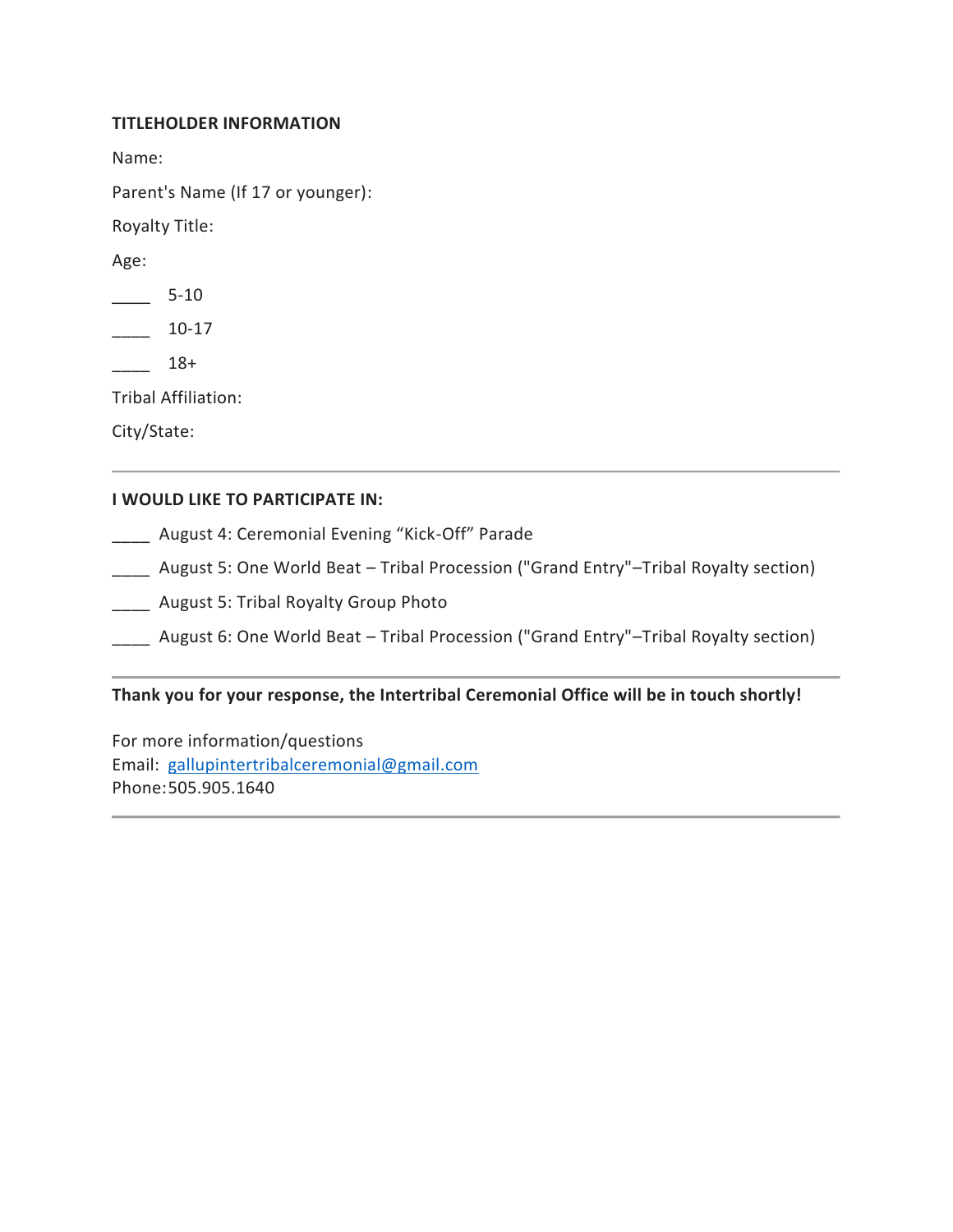**TITLEHOLDER INFORMATION**

Name:

Parent's Name (If 17 or younger):

Royalty Title:

Age:

____ 5-10

____ 10-17

____ 18+

Tribal Affiliation:

City/State:

---

**I WOULD LIKE TO PARTICIPATE IN:**

____ August 4: Ceremonial Evening “Kick-Off” Parade

____ August 5: One World Beat – Tribal Procession ("Grand Entry"–Tribal Royalty section)

____ August 5: Tribal Royalty Group Photo

____ August 6: One World Beat – Tribal Procession ("Grand Entry"–Tribal Royalty section)

---

**Thank you for your response, the Intertribal Ceremonial Office will be in touch shortly!**

For more information/questions
Email: gallupintertribalceremonial@gmail.com
Phone:505.905.1640

---